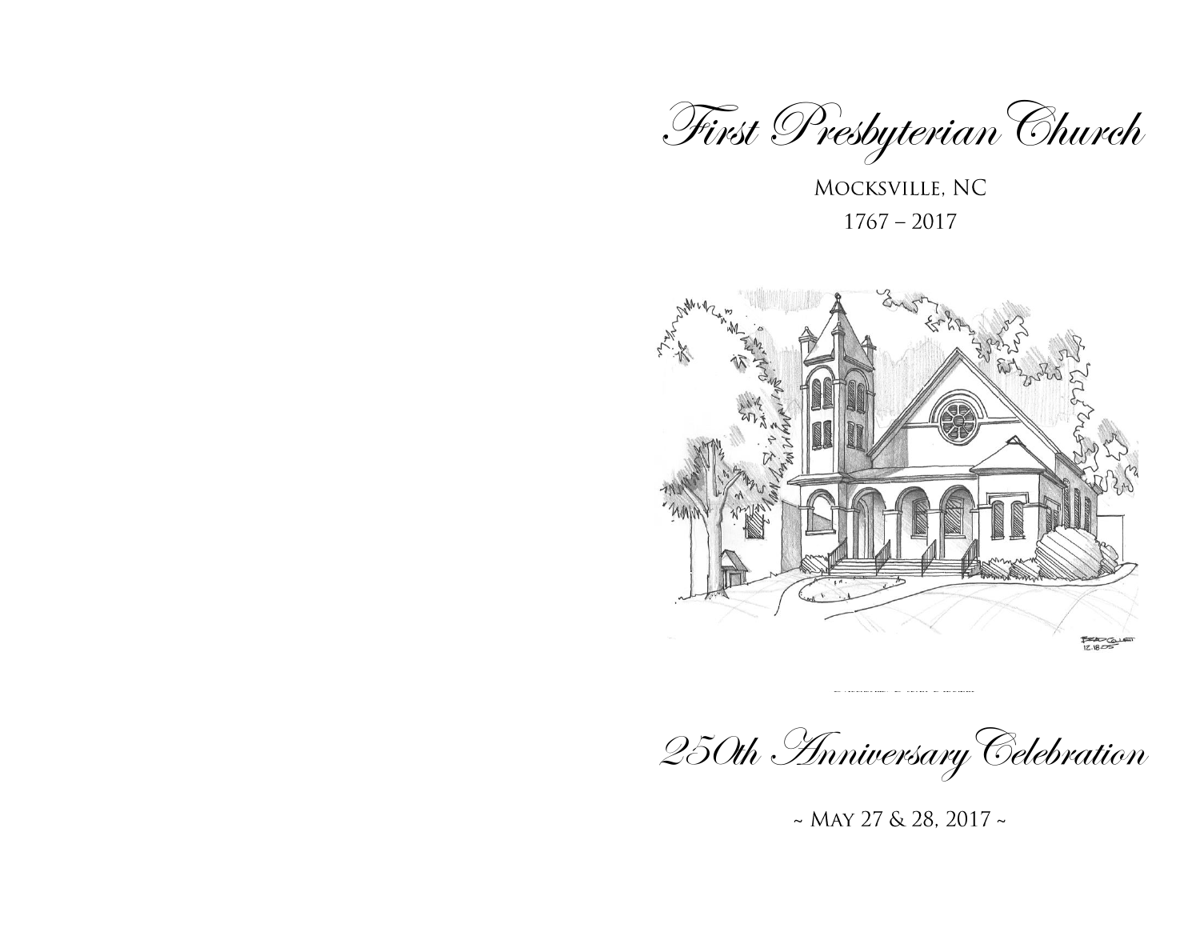# First Presbyterian Church

Mocksville, NC

1767 – 2017

# 250th Anniversary Celebration

~ May 27 & 28, 2017 ~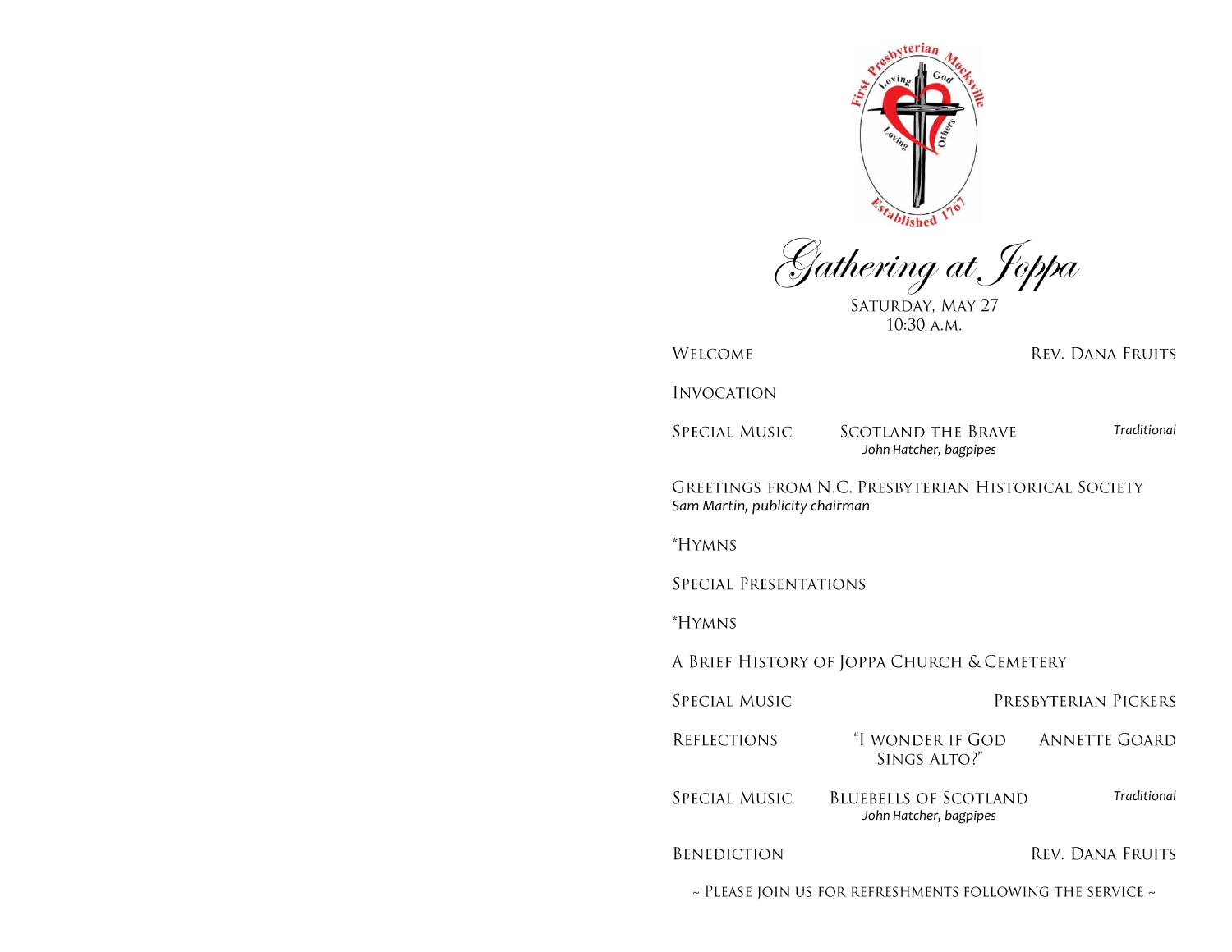First Presbyterian Mocksville — Loving God, Loving Others — Established 1767

# Gathering at Joppa

Saturday, May 27
10:30 a.m.

**Welcome** — Rev. Dana Fruits

**Invocation**

**Special Music** — Scotland the Brave — *Traditional*
*John Hatcher, bagpipes*

**Greetings from N.C. Presbyterian Historical Society**
*Sam Martin, publicity chairman*

**\*Hymns**

**Special Presentations**

**\*Hymns**

**A Brief History of Joppa Church & Cemetery**

**Special Music** — Presbyterian Pickers

**Reflections** — "I Wonder if God Sings Alto?" — Annette Goard

**Special Music** — Bluebells of Scotland — *Traditional*
*John Hatcher, bagpipes*

**Benediction** — Rev. Dana Fruits

~ Please join us for refreshments following the service ~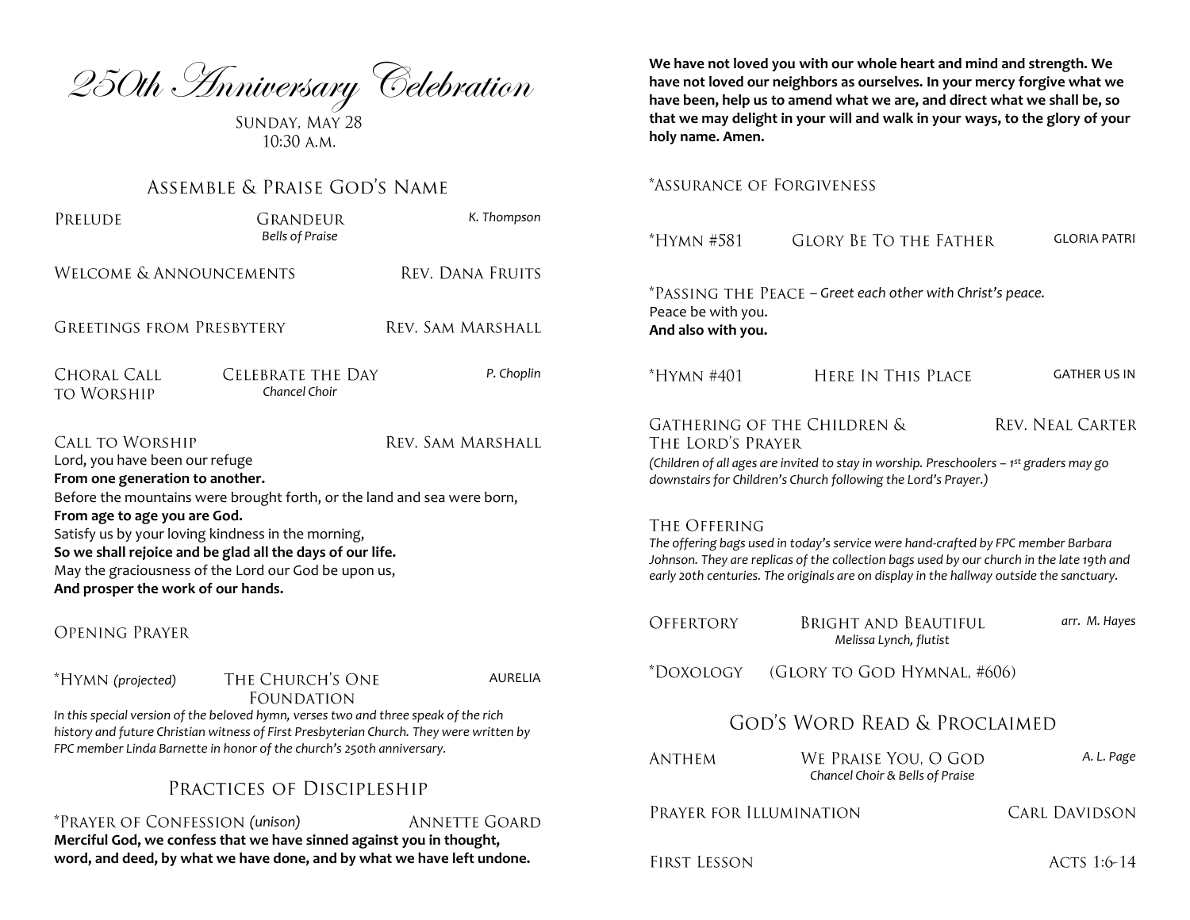# 250th Anniversary Celebration

Sunday, May 28
10:30 a.m.

## Assemble & Praise God's Name

Prelude — Grandeur — *K. Thompson*
*Bells of Praise*

Welcome & Announcements — Rev. Dana Fruits

Greetings from Presbytery — Rev. Sam Marshall

Choral Call to Worship — Celebrate the Day — *P. Choplin*
*Chancel Choir*

Call to Worship — Rev. Sam Marshall

Lord, you have been our refuge
**From one generation to another.**
Before the mountains were brought forth, or the land and sea were born,
**From age to age you are God.**
Satisfy us by your loving kindness in the morning,
**So we shall rejoice and be glad all the days of our life.**
May the graciousness of the Lord our God be upon us,
**And prosper the work of our hands.**

Opening Prayer

*Hymn *(projected)* — The Church's One Foundation — AURELIA

*In this special version of the beloved hymn, verses two and three speak of the rich history and future Christian witness of First Presbyterian Church. They were written by FPC member Linda Barnette in honor of the church's 250th anniversary.*

## Practices of Discipleship

*Prayer of Confession *(unison)* — Annette Goard

**Merciful God, we confess that we have sinned against you in thought, word, and deed, by what we have done, and by what we have left undone. We have not loved you with our whole heart and mind and strength. We have not loved our neighbors as ourselves. In your mercy forgive what we have been, help us to amend what we are, and direct what we shall be, so that we may delight in your will and walk in your ways, to the glory of your holy name. Amen.**

*Assurance of Forgiveness

*Hymn #581 — Glory Be To the Father — GLORIA PATRI

*Passing the Peace – *Greet each other with Christ's peace.*
Peace be with you.
**And also with you.**

*Hymn #401 — Here In This Place — GATHER US IN

Gathering of the Children & The Lord's Prayer — Rev. Neal Carter

*(Children of all ages are invited to stay in worship. Preschoolers – 1st graders may go downstairs for Children's Church following the Lord's Prayer.)*

The Offering

*The offering bags used in today's service were hand-crafted by FPC member Barbara Johnson. They are replicas of the collection bags used by our church in the late 19th and early 20th centuries. The originals are on display in the hallway outside the sanctuary.*

Offertory — Bright and Beautiful — *arr. M. Hayes*
*Melissa Lynch, flutist*

*Doxology — (Glory to God Hymnal, #606)

## God's Word Read & Proclaimed

Anthem — We Praise You, O God — *A. L. Page*
*Chancel Choir & Bells of Praise*

Prayer for Illumination — Carl Davidson

First Lesson — Acts 1:6-14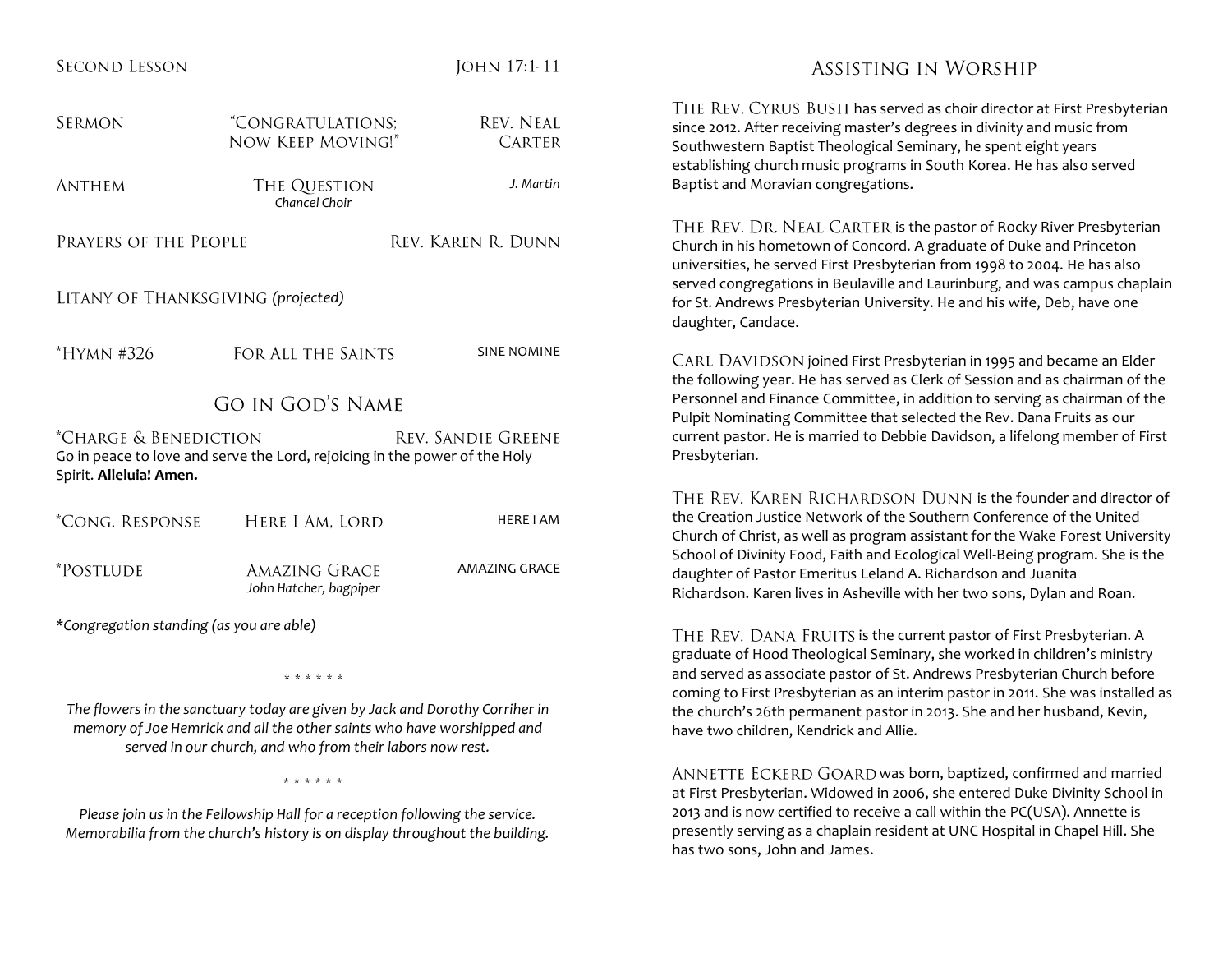SECOND LESSON — JOHN 17:1-11

SERMON — "CONGRATULATIONS; NOW KEEP MOVING!" — REV. NEAL CARTER

ANTHEM — THE QUESTION — *J. Martin*
*Chancel Choir*

PRAYERS OF THE PEOPLE — REV. KAREN R. DUNN

LITANY OF THANKSGIVING *(projected)*

*HYMN #326 — FOR ALL THE SAINTS — SINE NOMINE

## GO IN GOD'S NAME

*CHARGE & BENEDICTION — REV. SANDIE GREENE

Go in peace to love and serve the Lord, rejoicing in the power of the Holy Spirit. **Alleluia! Amen.**

*CONG. RESPONSE — HERE I AM, LORD — HERE I AM

*POSTLUDE — AMAZING GRACE — AMAZING GRACE
*John Hatcher, bagpiper*

**Congregation standing (as you are able)*

\* \* \* \* \* \*

*The flowers in the sanctuary today are given by Jack and Dorothy Corriher in memory of Joe Hemrick and all the other saints who have worshipped and served in our church, and who from their labors now rest.*

\* \* \* \* \* \*

*Please join us in the Fellowship Hall for a reception following the service. Memorabilia from the church's history is on display throughout the building.*

## ASSISTING IN WORSHIP

THE REV. CYRUS BUSH has served as choir director at First Presbyterian since 2012. After receiving master's degrees in divinity and music from Southwestern Baptist Theological Seminary, he spent eight years establishing church music programs in South Korea. He has also served Baptist and Moravian congregations.

THE REV. DR. NEAL CARTER is the pastor of Rocky River Presbyterian Church in his hometown of Concord. A graduate of Duke and Princeton universities, he served First Presbyterian from 1998 to 2004. He has also served congregations in Beulaville and Laurinburg, and was campus chaplain for St. Andrews Presbyterian University. He and his wife, Deb, have one daughter, Candace.

CARL DAVIDSON joined First Presbyterian in 1995 and became an Elder the following year. He has served as Clerk of Session and as chairman of the Personnel and Finance Committee, in addition to serving as chairman of the Pulpit Nominating Committee that selected the Rev. Dana Fruits as our current pastor. He is married to Debbie Davidson, a lifelong member of First Presbyterian.

THE REV. KAREN RICHARDSON DUNN is the founder and director of the Creation Justice Network of the Southern Conference of the United Church of Christ, as well as program assistant for the Wake Forest University School of Divinity Food, Faith and Ecological Well-Being program. She is the daughter of Pastor Emeritus Leland A. Richardson and Juanita Richardson. Karen lives in Asheville with her two sons, Dylan and Roan.

THE REV. DANA FRUITS is the current pastor of First Presbyterian. A graduate of Hood Theological Seminary, she worked in children's ministry and served as associate pastor of St. Andrews Presbyterian Church before coming to First Presbyterian as an interim pastor in 2011. She was installed as the church's 26th permanent pastor in 2013. She and her husband, Kevin, have two children, Kendrick and Allie.

ANNETTE ECKERD GOARD was born, baptized, confirmed and married at First Presbyterian. Widowed in 2006, she entered Duke Divinity School in 2013 and is now certified to receive a call within the PC(USA). Annette is presently serving as a chaplain resident at UNC Hospital in Chapel Hill. She has two sons, John and James.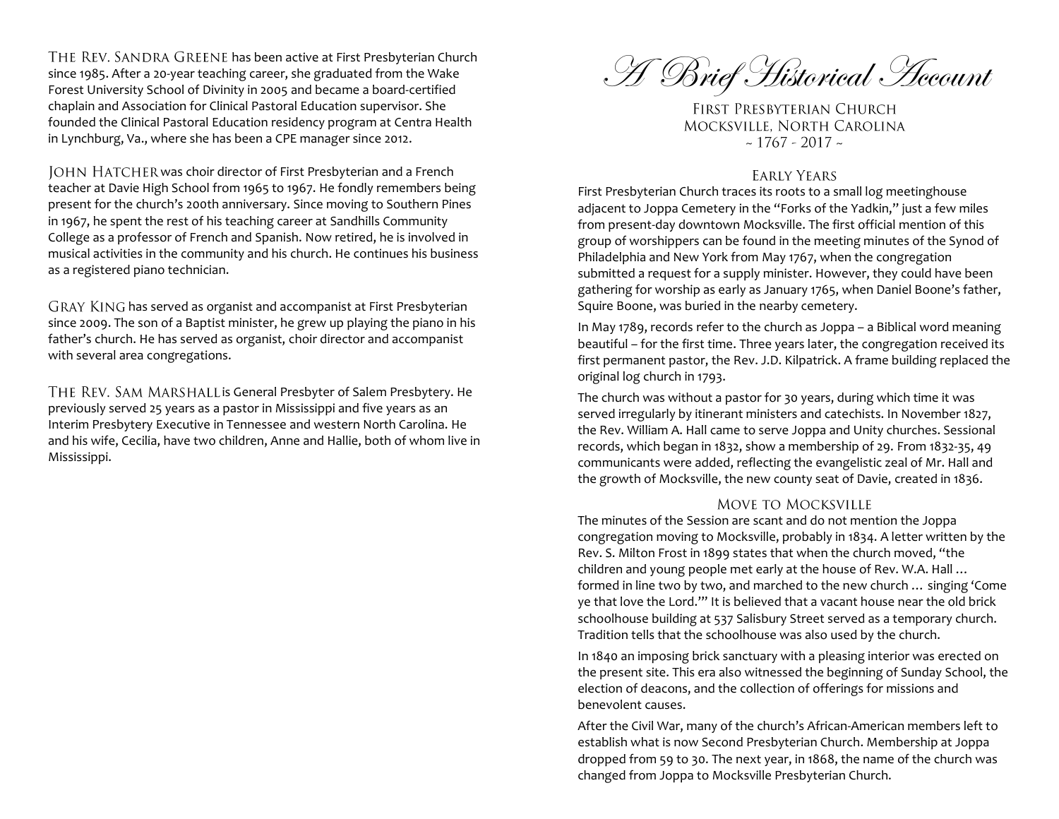The Rev. Sandra Greene has been active at First Presbyterian Church since 1985. After a 20-year teaching career, she graduated from the Wake Forest University School of Divinity in 2005 and became a board-certified chaplain and Association for Clinical Pastoral Education supervisor. She founded the Clinical Pastoral Education residency program at Centra Health in Lynchburg, Va., where she has been a CPE manager since 2012.

John Hatcher was choir director of First Presbyterian and a French teacher at Davie High School from 1965 to 1967. He fondly remembers being present for the church's 200th anniversary. Since moving to Southern Pines in 1967, he spent the rest of his teaching career at Sandhills Community College as a professor of French and Spanish. Now retired, he is involved in musical activities in the community and his church. He continues his business as a registered piano technician.

Gray King has served as organist and accompanist at First Presbyterian since 2009. The son of a Baptist minister, he grew up playing the piano in his father's church. He has served as organist, choir director and accompanist with several area congregations.

The Rev. Sam Marshall is General Presbyter of Salem Presbytery. He previously served 25 years as a pastor in Mississippi and five years as an Interim Presbytery Executive in Tennessee and western North Carolina. He and his wife, Cecilia, have two children, Anne and Hallie, both of whom live in Mississippi.

# *A Brief Historical Account*

First Presbyterian Church
Mocksville, North Carolina
~ 1767 - 2017 ~

## Early Years

First Presbyterian Church traces its roots to a small log meetinghouse adjacent to Joppa Cemetery in the "Forks of the Yadkin," just a few miles from present-day downtown Mocksville. The first official mention of this group of worshippers can be found in the meeting minutes of the Synod of Philadelphia and New York from May 1767, when the congregation submitted a request for a supply minister. However, they could have been gathering for worship as early as January 1765, when Daniel Boone's father, Squire Boone, was buried in the nearby cemetery.

In May 1789, records refer to the church as Joppa – a Biblical word meaning beautiful – for the first time. Three years later, the congregation received its first permanent pastor, the Rev. J.D. Kilpatrick. A frame building replaced the original log church in 1793.

The church was without a pastor for 30 years, during which time it was served irregularly by itinerant ministers and catechists. In November 1827, the Rev. William A. Hall came to serve Joppa and Unity churches. Sessional records, which began in 1832, show a membership of 29. From 1832-35, 49 communicants were added, reflecting the evangelistic zeal of Mr. Hall and the growth of Mocksville, the new county seat of Davie, created in 1836.

## Move to Mocksville

The minutes of the Session are scant and do not mention the Joppa congregation moving to Mocksville, probably in 1834. A letter written by the Rev. S. Milton Frost in 1899 states that when the church moved, "the children and young people met early at the house of Rev. W.A. Hall … formed in line two by two, and marched to the new church … singing 'Come ye that love the Lord.'" It is believed that a vacant house near the old brick schoolhouse building at 537 Salisbury Street served as a temporary church. Tradition tells that the schoolhouse was also used by the church.

In 1840 an imposing brick sanctuary with a pleasing interior was erected on the present site. This era also witnessed the beginning of Sunday School, the election of deacons, and the collection of offerings for missions and benevolent causes.

After the Civil War, many of the church's African-American members left to establish what is now Second Presbyterian Church. Membership at Joppa dropped from 59 to 30. The next year, in 1868, the name of the church was changed from Joppa to Mocksville Presbyterian Church.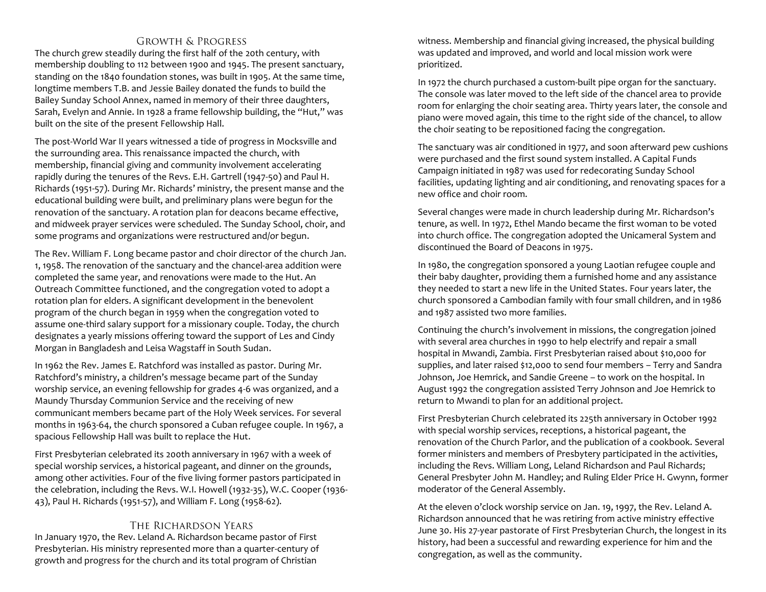## Growth & Progress

The church grew steadily during the first half of the 20th century, with membership doubling to 112 between 1900 and 1945. The present sanctuary, standing on the 1840 foundation stones, was built in 1905. At the same time, longtime members T.B. and Jessie Bailey donated the funds to build the Bailey Sunday School Annex, named in memory of their three daughters, Sarah, Evelyn and Annie. In 1928 a frame fellowship building, the "Hut," was built on the site of the present Fellowship Hall.

The post-World War II years witnessed a tide of progress in Mocksville and the surrounding area. This renaissance impacted the church, with membership, financial giving and community involvement accelerating rapidly during the tenures of the Revs. E.H. Gartrell (1947-50) and Paul H. Richards (1951-57). During Mr. Richards' ministry, the present manse and the educational building were built, and preliminary plans were begun for the renovation of the sanctuary. A rotation plan for deacons became effective, and midweek prayer services were scheduled. The Sunday School, choir, and some programs and organizations were restructured and/or begun.

The Rev. William F. Long became pastor and choir director of the church Jan. 1, 1958. The renovation of the sanctuary and the chancel-area addition were completed the same year, and renovations were made to the Hut. An Outreach Committee functioned, and the congregation voted to adopt a rotation plan for elders. A significant development in the benevolent program of the church began in 1959 when the congregation voted to assume one-third salary support for a missionary couple. Today, the church designates a yearly missions offering toward the support of Les and Cindy Morgan in Bangladesh and Leisa Wagstaff in South Sudan.

In 1962 the Rev. James E. Ratchford was installed as pastor. During Mr. Ratchford's ministry, a children's message became part of the Sunday worship service, an evening fellowship for grades 4-6 was organized, and a Maundy Thursday Communion Service and the receiving of new communicant members became part of the Holy Week services. For several months in 1963-64, the church sponsored a Cuban refugee couple. In 1967, a spacious Fellowship Hall was built to replace the Hut.

First Presbyterian celebrated its 200th anniversary in 1967 with a week of special worship services, a historical pageant, and dinner on the grounds, among other activities. Four of the five living former pastors participated in the celebration, including the Revs. W.I. Howell (1932-35), W.C. Cooper (1936-43), Paul H. Richards (1951-57), and William F. Long (1958-62).

## The Richardson Years

In January 1970, the Rev. Leland A. Richardson became pastor of First Presbyterian. His ministry represented more than a quarter-century of growth and progress for the church and its total program of Christian witness. Membership and financial giving increased, the physical building was updated and improved, and world and local mission work were prioritized.

In 1972 the church purchased a custom-built pipe organ for the sanctuary. The console was later moved to the left side of the chancel area to provide room for enlarging the choir seating area. Thirty years later, the console and piano were moved again, this time to the right side of the chancel, to allow the choir seating to be repositioned facing the congregation.

The sanctuary was air conditioned in 1977, and soon afterward pew cushions were purchased and the first sound system installed. A Capital Funds Campaign initiated in 1987 was used for redecorating Sunday School facilities, updating lighting and air conditioning, and renovating spaces for a new office and choir room.

Several changes were made in church leadership during Mr. Richardson's tenure, as well. In 1972, Ethel Mando became the first woman to be voted into church office. The congregation adopted the Unicameral System and discontinued the Board of Deacons in 1975.

In 1980, the congregation sponsored a young Laotian refugee couple and their baby daughter, providing them a furnished home and any assistance they needed to start a new life in the United States. Four years later, the church sponsored a Cambodian family with four small children, and in 1986 and 1987 assisted two more families.

Continuing the church's involvement in missions, the congregation joined with several area churches in 1990 to help electrify and repair a small hospital in Mwandi, Zambia. First Presbyterian raised about $10,000 for supplies, and later raised $12,000 to send four members – Terry and Sandra Johnson, Joe Hemrick, and Sandie Greene – to work on the hospital. In August 1992 the congregation assisted Terry Johnson and Joe Hemrick to return to Mwandi to plan for an additional project.

First Presbyterian Church celebrated its 225th anniversary in October 1992 with special worship services, receptions, a historical pageant, the renovation of the Church Parlor, and the publication of a cookbook. Several former ministers and members of Presbytery participated in the activities, including the Revs. William Long, Leland Richardson and Paul Richards; General Presbyter John M. Handley; and Ruling Elder Price H. Gwynn, former moderator of the General Assembly.

At the eleven o'clock worship service on Jan. 19, 1997, the Rev. Leland A. Richardson announced that he was retiring from active ministry effective June 30. His 27-year pastorate of First Presbyterian Church, the longest in its history, had been a successful and rewarding experience for him and the congregation, as well as the community.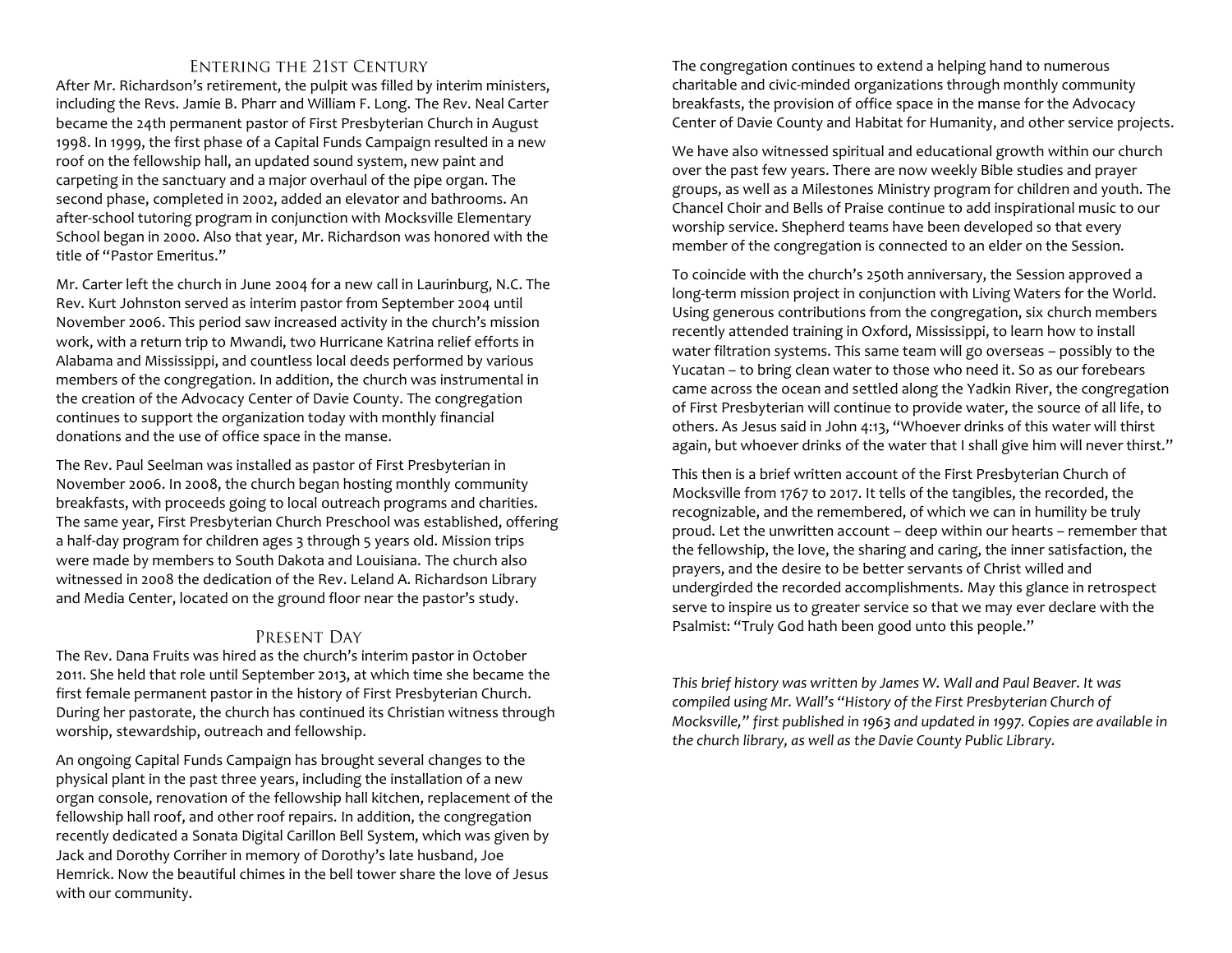## Entering the 21st Century

After Mr. Richardson's retirement, the pulpit was filled by interim ministers, including the Revs. Jamie B. Pharr and William F. Long. The Rev. Neal Carter became the 24th permanent pastor of First Presbyterian Church in August 1998. In 1999, the first phase of a Capital Funds Campaign resulted in a new roof on the fellowship hall, an updated sound system, new paint and carpeting in the sanctuary and a major overhaul of the pipe organ. The second phase, completed in 2002, added an elevator and bathrooms. An after-school tutoring program in conjunction with Mocksville Elementary School began in 2000. Also that year, Mr. Richardson was honored with the title of "Pastor Emeritus."

Mr. Carter left the church in June 2004 for a new call in Laurinburg, N.C. The Rev. Kurt Johnston served as interim pastor from September 2004 until November 2006. This period saw increased activity in the church's mission work, with a return trip to Mwandi, two Hurricane Katrina relief efforts in Alabama and Mississippi, and countless local deeds performed by various members of the congregation. In addition, the church was instrumental in the creation of the Advocacy Center of Davie County. The congregation continues to support the organization today with monthly financial donations and the use of office space in the manse.

The Rev. Paul Seelman was installed as pastor of First Presbyterian in November 2006. In 2008, the church began hosting monthly community breakfasts, with proceeds going to local outreach programs and charities. The same year, First Presbyterian Church Preschool was established, offering a half-day program for children ages 3 through 5 years old. Mission trips were made by members to South Dakota and Louisiana. The church also witnessed in 2008 the dedication of the Rev. Leland A. Richardson Library and Media Center, located on the ground floor near the pastor's study.

## Present Day

The Rev. Dana Fruits was hired as the church's interim pastor in October 2011. She held that role until September 2013, at which time she became the first female permanent pastor in the history of First Presbyterian Church. During her pastorate, the church has continued its Christian witness through worship, stewardship, outreach and fellowship.

An ongoing Capital Funds Campaign has brought several changes to the physical plant in the past three years, including the installation of a new organ console, renovation of the fellowship hall kitchen, replacement of the fellowship hall roof, and other roof repairs. In addition, the congregation recently dedicated a Sonata Digital Carillon Bell System, which was given by Jack and Dorothy Corriher in memory of Dorothy's late husband, Joe Hemrick. Now the beautiful chimes in the bell tower share the love of Jesus with our community.

The congregation continues to extend a helping hand to numerous charitable and civic-minded organizations through monthly community breakfasts, the provision of office space in the manse for the Advocacy Center of Davie County and Habitat for Humanity, and other service projects.

We have also witnessed spiritual and educational growth within our church over the past few years. There are now weekly Bible studies and prayer groups, as well as a Milestones Ministry program for children and youth. The Chancel Choir and Bells of Praise continue to add inspirational music to our worship service. Shepherd teams have been developed so that every member of the congregation is connected to an elder on the Session.

To coincide with the church's 250th anniversary, the Session approved a long-term mission project in conjunction with Living Waters for the World. Using generous contributions from the congregation, six church members recently attended training in Oxford, Mississippi, to learn how to install water filtration systems. This same team will go overseas – possibly to the Yucatan – to bring clean water to those who need it. So as our forebears came across the ocean and settled along the Yadkin River, the congregation of First Presbyterian will continue to provide water, the source of all life, to others. As Jesus said in John 4:13, "Whoever drinks of this water will thirst again, but whoever drinks of the water that I shall give him will never thirst."

This then is a brief written account of the First Presbyterian Church of Mocksville from 1767 to 2017. It tells of the tangibles, the recorded, the recognizable, and the remembered, of which we can in humility be truly proud. Let the unwritten account – deep within our hearts – remember that the fellowship, the love, the sharing and caring, the inner satisfaction, the prayers, and the desire to be better servants of Christ willed and undergirded the recorded accomplishments. May this glance in retrospect serve to inspire us to greater service so that we may ever declare with the Psalmist: "Truly God hath been good unto this people."

*This brief history was written by James W. Wall and Paul Beaver. It was compiled using Mr. Wall's "History of the First Presbyterian Church of Mocksville," first published in 1963 and updated in 1997. Copies are available in the church library, as well as the Davie County Public Library.*